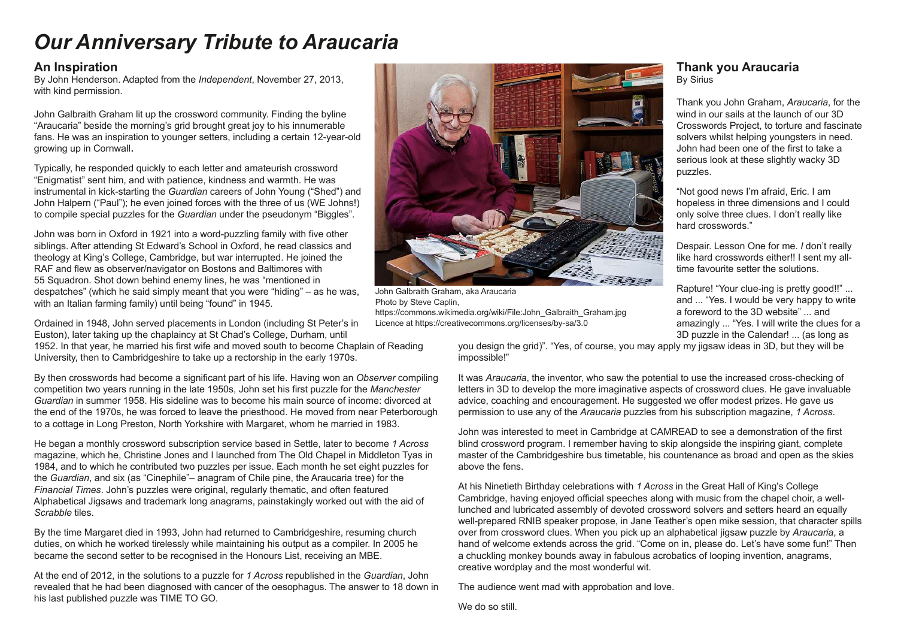# *Our Anniversary Tribute to Araucaria*

## An Inspiration

By John Henderson. Adapted from the *Independent*, November 27, 2013, with kind permission.

John Galbraith Graham lit up the crossword community. Finding the byline "Araucaria" beside the morning's grid brought great joy to his innumerable fans. He was an inspiration to younger setters, including a certain 12-year-old growing up in Cornwall.

Typically, he responded quickly to each letter and amateurish crossword "Enigmatist" sent him, and with patience, kindness and warmth. He was instrumental in kick-starting the *Guardian* careers of John Young ("Shed") and John Halpern ("Paul"); he even joined forces with the three of us (WE Johns!) to compile special puzzles for the *Guardian* under the pseudonym "Biggles".

John was born in Oxford in 1921 into a word-puzzling family with five other siblings. After attending St Edward's School in Oxford, he read classics and theology at King's College, Cambridge, but war interrupted. He joined the RAF and flew as observer/navigator on Bostons and Baltimores with 55 Squadron. Shot down behind enemy lines, he was "mentioned in despatches" (which he said simply meant that you were "hiding" – as he was, with an Italian farming family) until being "found" in 1945.

Ordained in 1948, John served placements in London (including St Peter's in Euston), later taking up the chaplaincy at St Chad's College, Durham, until 1952. In that year, he married his first wife and moved south to become Chaplain of Reading University, then to Cambridgeshire to take up a rectorship in the early 1970s.

By then crosswords had become a significant part of his life. Having won an *Observer* compiling competition two years running in the late 1950s, John set his first puzzle for the *Manchester Guardian* in summer 1958. His sideline was to become his main source of income: divorced at the end of the 1970s, he was forced to leave the priesthood. He moved from near Peterborough to a cottage in Long Preston, North Yorkshire with Margaret, whom he married in 1983.

He began a monthly crossword subscription service based in Settle, later to become *1 Across* magazine, which he, Christine Jones and I launched from The Old Chapel in Middleton Tyas in 1984, and to which he contributed two puzzles per issue. Each month he set eight puzzles for the *Guardian*, and six (as "Cinephile"– anagram of Chile pine, the Araucaria tree) for the *Financial Times*. John's puzzles were original, regularly thematic, and often featured Alphabetical Jigsaws and trademark long anagrams, painstakingly worked out with the aid of *Scrabble* tiles.

By the time Margaret died in 1993, John had returned to Cambridgeshire, resuming church duties, on which he worked tirelessly while maintaining his output as a compiler. In 2005 he became the second setter to be recognised in the Honours List, receiving an MBE.

At the end of 2012, in the solutions to a puzzle for *1 Across* republished in the *Guardian*, John revealed that he had been diagnosed with cancer of the oesophagus. The answer to 18 down in his last published puzzle was TIME TO GO.

John Galbraith Graham, aka Araucaria
Photo by Steve Caplin,
https://commons.wikimedia.org/wiki/File:John_Galbraith_Graham.jpg
Licence at https://creativecommons.org/licenses/by-sa/3.0

## Thank you Araucaria

By Sirius

Thank you John Graham, *Araucaria*, for the wind in our sails at the launch of our 3D Crosswords Project, to torture and fascinate solvers whilst helping youngsters in need. John had been one of the first to take a serious look at these slightly wacky 3D puzzles.

"Not good news I'm afraid, Eric. I am hopeless in three dimensions and I could only solve three clues. I don't really like hard crosswords."

Despair. Lesson One for me. *I* don't really like hard crosswords either!! I sent my all-time favourite setter the solutions.

Rapture! "Your clue-ing is pretty good!!" ... and ... "Yes. I would be very happy to write a foreword to the 3D website" ... and amazingly ... "Yes. I will write the clues for a 3D puzzle in the Calendar! ... (as long as you design the grid)". "Yes, of course, you may apply my jigsaw ideas in 3D, but they will be impossible!"

It was *Araucaria*, the inventor, who saw the potential to use the increased cross-checking of letters in 3D to develop the more imaginative aspects of crossword clues. He gave invaluable advice, coaching and encouragement. He suggested we offer modest prizes. He gave us permission to use any of the *Araucaria* puzzles from his subscription magazine, *1 Across*.

John was interested to meet in Cambridge at CAMREAD to see a demonstration of the first blind crossword program. I remember having to skip alongside the inspiring giant, complete master of the Cambridgeshire bus timetable, his countenance as broad and open as the skies above the fens.

At his Ninetieth Birthday celebrations with *1 Across* in the Great Hall of King's College Cambridge, having enjoyed official speeches along with music from the chapel choir, a well-lunched and lubricated assembly of devoted crossword solvers and setters heard an equally well-prepared RNIB speaker propose, in Jane Teather's open mike session, that character spills over from crossword clues. When you pick up an alphabetical jigsaw puzzle by *Araucaria*, a hand of welcome extends across the grid. "Come on in, please do. Let's have some fun!" Then a chuckling monkey bounds away in fabulous acrobatics of looping invention, anagrams, creative wordplay and the most wonderful wit.

The audience went mad with approbation and love.

We do so still.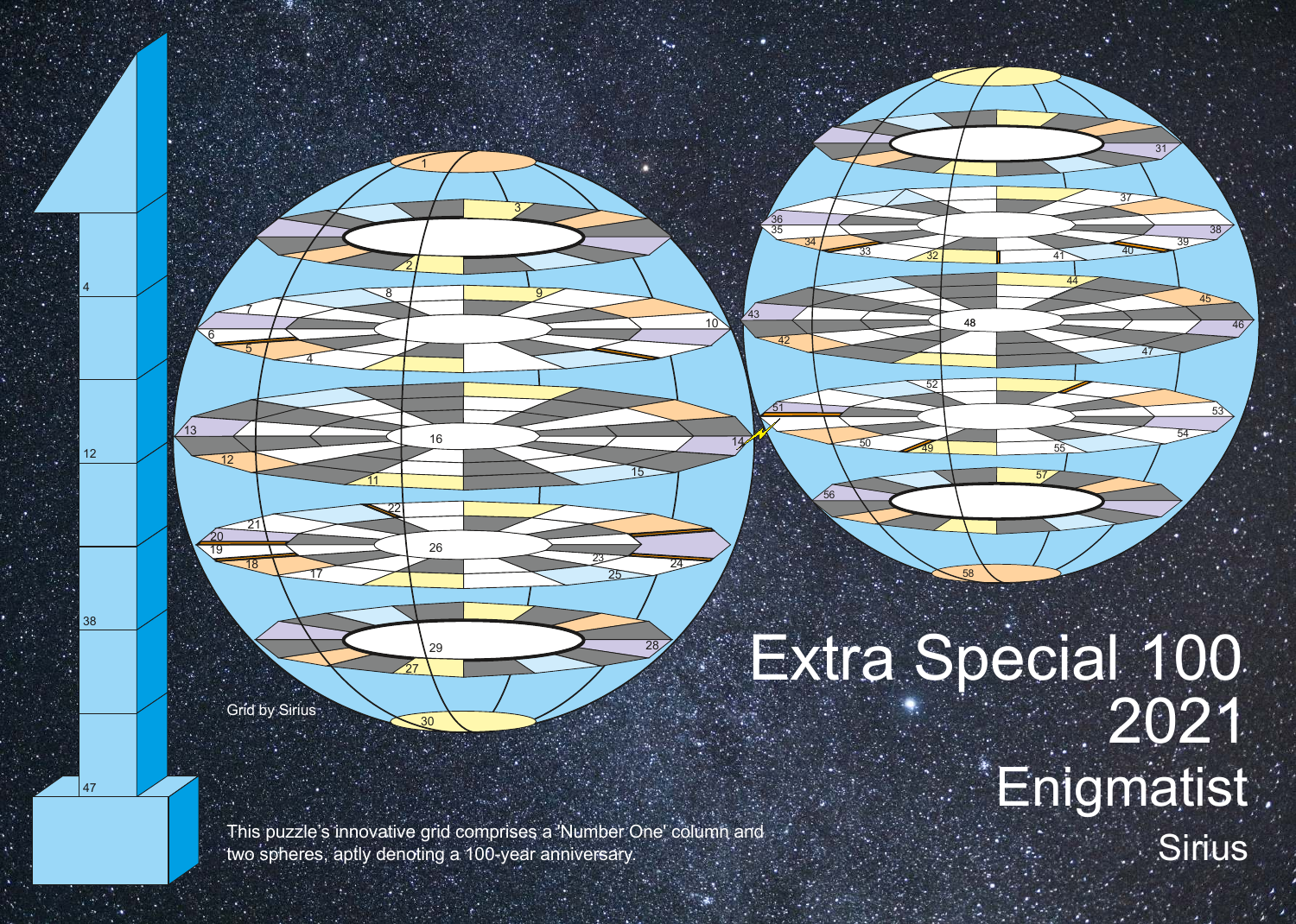Grid by Sirius

This puzzle's innovative grid comprises a 'Number One' column and two spheres, aptly denoting a 100-year anniversary.

# Extra Special 100
# 2021
# Enigmatist
## Sirius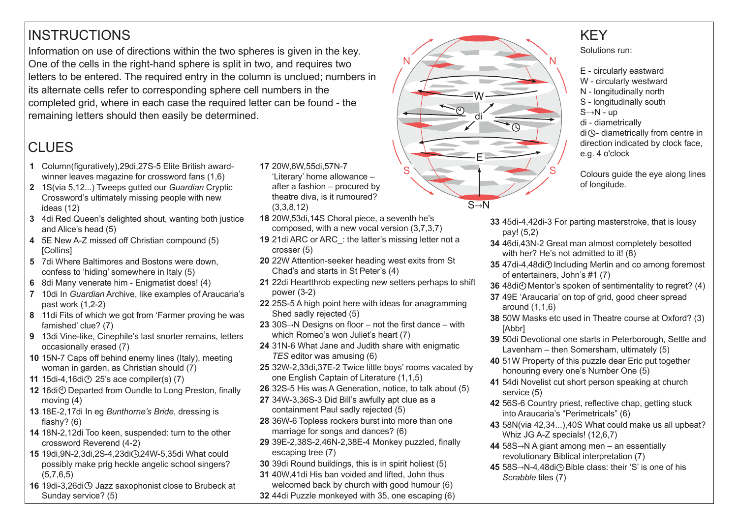## INSTRUCTIONS

Information on use of directions within the two spheres is given in the key. One of the cells in the right-hand sphere is split in two, and requires two letters to be entered. The required entry in the column is unclued; numbers in its alternate cells refer to corresponding sphere cell numbers in the completed grid, where in each case the required letter can be found - the remaining letters should then easily be determined.

## KEY

Solutions run:

E - circularly eastward
W - circularly westward
N - longitudinally north
S - longitudinally south
S→N - up
di - diametrically
di🕓- diametrically from centre in direction indicated by clock face, e.g. 4 o'clock

Colours guide the eye along lines of longitude.

## CLUES

**1** Column(figuratively),29di,27S-5 Elite British award-winner leaves magazine for crossword fans (1,6)
**2** 1S(via 5,12...) Tweeps gutted our *Guardian* Cryptic Crossword's ultimately missing people with new ideas (12)
**3** 4di Red Queen's delighted shout, wanting both justice and Alice's head (5)
**4** 5E New A-Z missed off Christian compound (5) [Collins]
**5** 7di Where Baltimores and Bostons were down, confess to 'hiding' somewhere in Italy (5)
**6** 8di Many venerate him - Enigmatist does! (4)
**7** 10di In *Guardian* Archive, like examples of Araucaria's past work (1,2-2)
**8** 11di Fits of which we got from 'Farmer proving he was famished' clue? (7)
**9** 13di Vine-like, Cinephile's last snorter remains, letters occasionally erased (7)
**10** 15N-7 Caps off behind enemy lines (Italy), meeting woman in garden, as Christian should (7)
**11** 15di-4,16di🕛 25's ace compiler(s) (7)
**12** 16di🕛 Departed from Oundle to Long Preston, finally moving (4)
**13** 18E-2,17di In eg *Bunthorne's Bride*, dressing is flashy? (6)
**14** 18N-2,12di Too keen, suspended: turn to the other crossword Reverend (4-2)
**15** 19di,9N-2,3di,2S-4,23di🕓24W-5,35di What could possibly make prig heckle angelic school singers? (5,7,6,5)
**16** 19di-3,26di🕓 Jazz saxophonist close to Brubeck at Sunday service? (5)
**17** 20W,6W,55di,57N-7 'Literary' home allowance – after a fashion – procured by theatre diva, is it rumoured? (3,3,8,12)
**18** 20W,53di,14S Choral piece, a seventh he's composed, with a new vocal version (3,7,3,7)
**19** 21di ARC or ARC_: the latter's missing letter not a crosser (5)
**20** 22W Attention-seeker heading west exits from St Chad's and starts in St Peter's (4)
**21** 22di Heartthrob expecting new setters perhaps to shift power (3-2)
**22** 25S-5 A high point here with ideas for anagramming Shed sadly rejected (5)
**23** 30S→N Designs on floor – not the first dance – with which Romeo's won Juliet's heart (7)
**24** 31N-6 What Jane and Judith share with enigmatic *TES* editor was amusing (6)
**25** 32W-2,33di,37E-2 Twice little boys' rooms vacated by one English Captain of Literature (1,1,5)
**26** 32S-5 His was A Generation, notice, to talk about (5)
**27** 34W-3,36S-3 Did Bill's awfully apt clue as a containment Paul sadly rejected (5)
**28** 36W-6 Topless rockers burst into more than one marriage for songs and dances? (6)
**29** 39E-2,38S-2,46N-2,38E-4 Monkey puzzled, finally escaping tree (7)
**30** 39di Round buildings, this is in spirit holiest (5)
**31** 40W,41di His ban voided and lifted, John thus welcomed back by church with good humour (6)
**32** 44di Puzzle monkeyed with 35, one escaping (6)
**33** 45di-4,42di-3 For parting masterstroke, that is lousy pay! (5,2)
**34** 46di,43N-2 Great man almost completely besotted with her? He's not admitted to it! (8)
**35** 47di-4,48di🕛 Including Merlin and co among foremost of entertainers, John's #1 (7)
**36** 48di🕛 Mentor's spoken of sentimentality to regret? (4)
**37** 49E 'Araucaria' on top of grid, good cheer spread around (1,1,6)
**38** 50W Masks etc used in Theatre course at Oxford? (3) [Abbr]
**39** 50di Devotional one starts in Peterborough, Settle and Lavenham – then Somersham, ultimately (5)
**40** 51W Property of this puzzle dear Eric put together honouring every one's Number One (5)
**41** 54di Novelist cut short person speaking at church service (5)
**42** 56S-6 Country priest, reflective chap, getting stuck into Araucaria's "Perimetricals" (6)
**43** 58N(via 42,34...),40S What could make us all upbeat? Whiz JG A-Z specials! (12,6,7)
**44** 58S→N A giant among men – an essentially revolutionary Biblical interpretation (7)
**45** 58S→N-4,48di🕓 Bible class: their 'S' is one of his *Scrabble* tiles (7)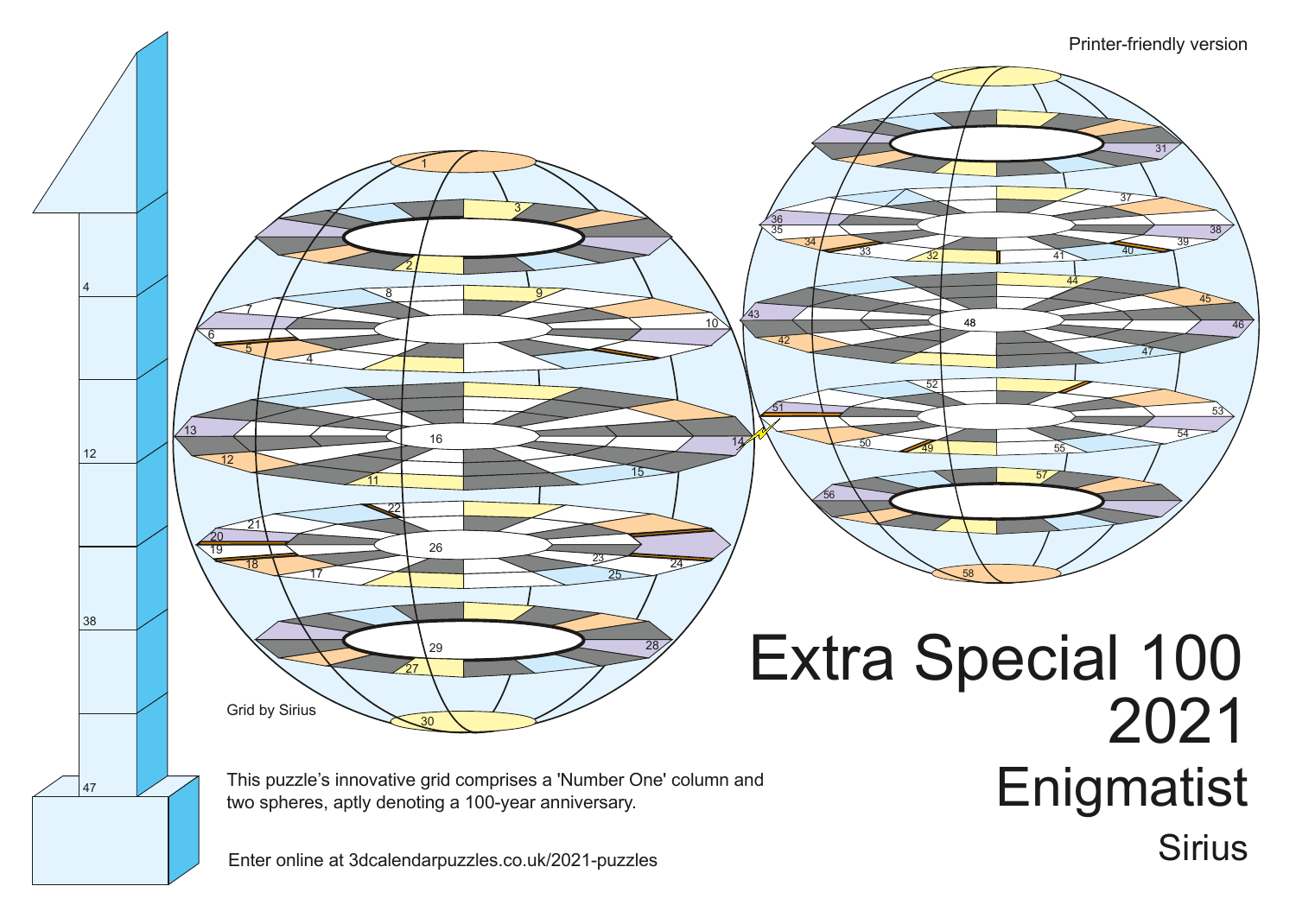Printer-friendly version

Grid by Sirius

This puzzle's innovative grid comprises a 'Number One' column and two spheres, aptly denoting a 100-year anniversary.

Enter online at 3dcalendarpuzzles.co.uk/2021-puzzles

# Extra Special 100
# 2021
## Enigmatist
### Sirius